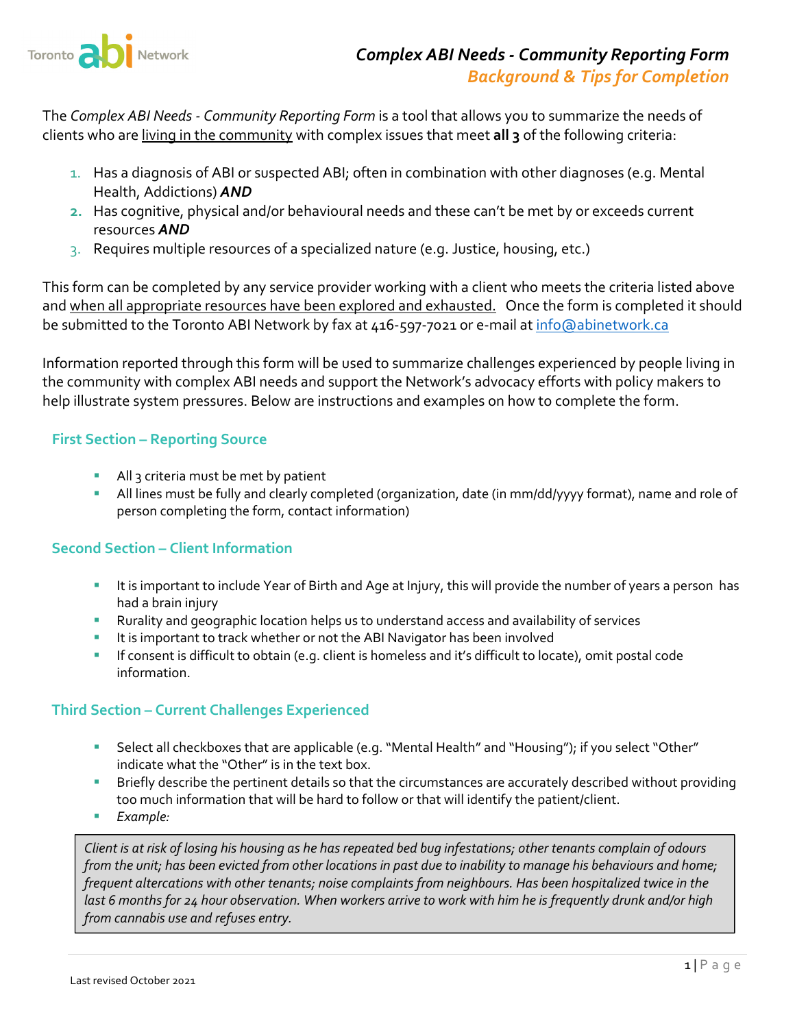# Complex ABI Needs - Community Reporting Form

## Background & Tips for Completion

The *Complex ABI Needs - Community Reporting Form* is a tool that allows you to summarize the needs of clients who are living in the community with complex issues that meet **all 3** of the following criteria:

1. Has a diagnosis of ABI or suspected ABI; often in combination with other diagnoses (e.g. Mental Health, Addictions) ***AND***
2. Has cognitive, physical and/or behavioural needs and these can't be met by or exceeds current resources ***AND***
3. Requires multiple resources of a specialized nature (e.g. Justice, housing, etc.)

This form can be completed by any service provider working with a client who meets the criteria listed above and when all appropriate resources have been explored and exhausted. Once the form is completed it should be submitted to the Toronto ABI Network by fax at 416-597-7021 or e-mail at info@abinetwork.ca

Information reported through this form will be used to summarize challenges experienced by people living in the community with complex ABI needs and support the Network's advocacy efforts with policy makers to help illustrate system pressures. Below are instructions and examples on how to complete the form.

### First Section – Reporting Source

- All 3 criteria must be met by patient
- All lines must be fully and clearly completed (organization, date (in mm/dd/yyyy format), name and role of person completing the form, contact information)

### Second Section – Client Information

- It is important to include Year of Birth and Age at Injury, this will provide the number of years a person has had a brain injury
- Rurality and geographic location helps us to understand access and availability of services
- It is important to track whether or not the ABI Navigator has been involved
- If consent is difficult to obtain (e.g. client is homeless and it's difficult to locate), omit postal code information.

### Third Section – Current Challenges Experienced

- Select all checkboxes that are applicable (e.g. "Mental Health" and "Housing"); if you select "Other" indicate what the "Other" is in the text box.
- Briefly describe the pertinent details so that the circumstances are accurately described without providing too much information that will be hard to follow or that will identify the patient/client.
- *Example:*

*Client is at risk of losing his housing as he has repeated bed bug infestations; other tenants complain of odours from the unit; has been evicted from other locations in past due to inability to manage his behaviours and home; frequent altercations with other tenants; noise complaints from neighbours. Has been hospitalized twice in the last 6 months for 24 hour observation. When workers arrive to work with him he is frequently drunk and/or high from cannabis use and refuses entry.*

Last revised October 2021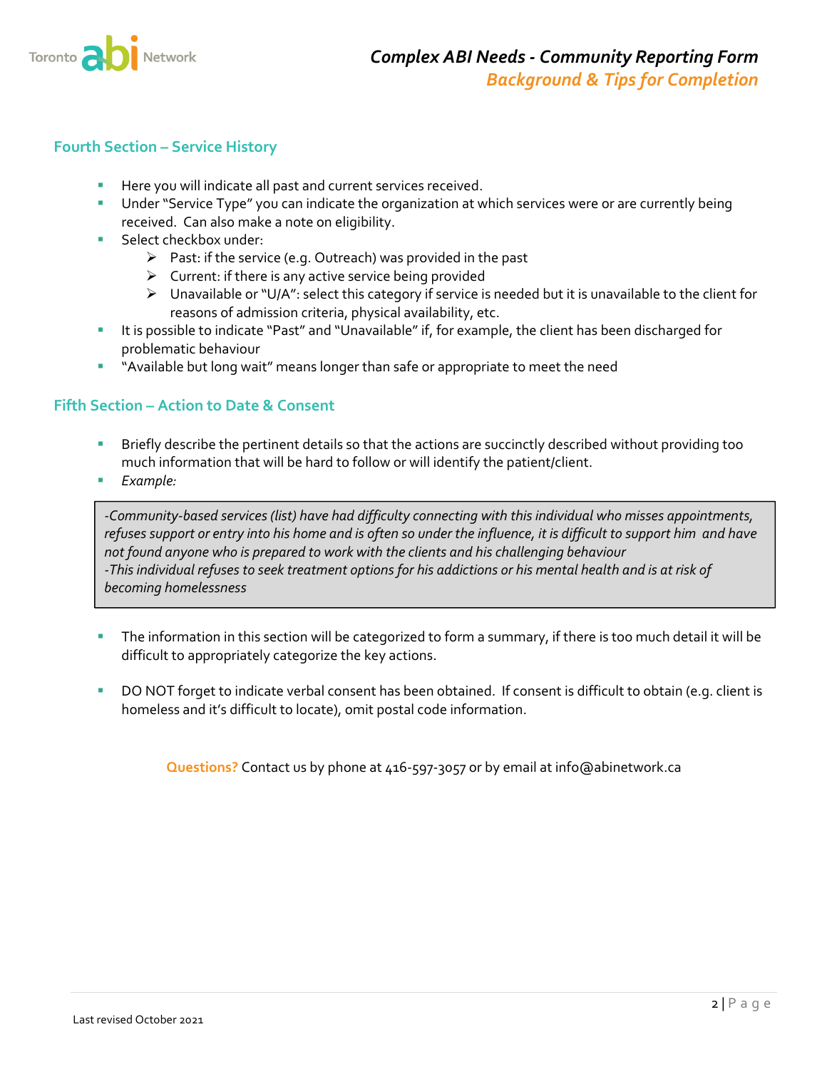## Fourth Section – Service History

- Here you will indicate all past and current services received.
- Under "Service Type" you can indicate the organization at which services were or are currently being received. Can also make a note on eligibility.
- Select checkbox under:
  - Past: if the service (e.g. Outreach) was provided in the past
  - Current: if there is any active service being provided
  - Unavailable or "U/A": select this category if service is needed but it is unavailable to the client for reasons of admission criteria, physical availability, etc.
- It is possible to indicate "Past" and "Unavailable" if, for example, the client has been discharged for problematic behaviour
- "Available but long wait" means longer than safe or appropriate to meet the need

## Fifth Section – Action to Date & Consent

- Briefly describe the pertinent details so that the actions are succinctly described without providing too much information that will be hard to follow or will identify the patient/client.
- *Example:*

> *-Community-based services (list) have had difficulty connecting with this individual who misses appointments, refuses support or entry into his home and is often so under the influence, it is difficult to support him and have not found anyone who is prepared to work with the clients and his challenging behaviour*
> *-This individual refuses to seek treatment options for his addictions or his mental health and is at risk of becoming homelessness*

- The information in this section will be categorized to form a summary, if there is too much detail it will be difficult to appropriately categorize the key actions.

- DO NOT forget to indicate verbal consent has been obtained. If consent is difficult to obtain (e.g. client is homeless and it's difficult to locate), omit postal code information.

**Questions?** Contact us by phone at 416-597-3057 or by email at info@abinetwork.ca

Last revised October 2021